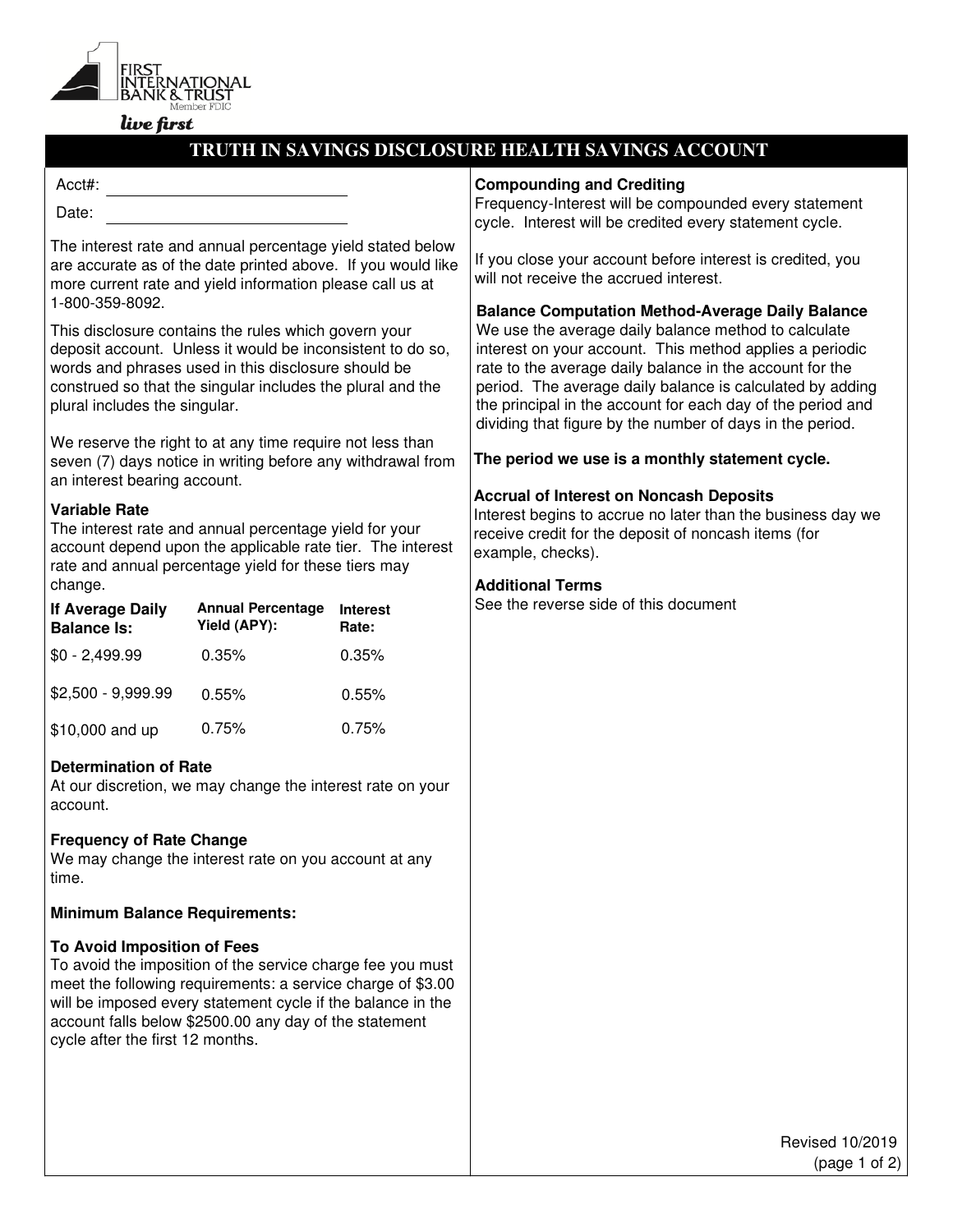FIRST INTERNATIONAL BANK & TRUST
Member FDIC
*live first*

# TRUTH IN SAVINGS DISCLOSURE HEALTH SAVINGS ACCOUNT

Acct#: ______________________

Date: ______________________

The interest rate and annual percentage yield stated below are accurate as of the date printed above. If you would like more current rate and yield information please call us at 1-800-359-8092.

This disclosure contains the rules which govern your deposit account. Unless it would be inconsistent to do so, words and phrases used in this disclosure should be construed so that the singular includes the plural and the plural includes the singular.

We reserve the right to at any time require not less than seven (7) days notice in writing before any withdrawal from an interest bearing account.

**Variable Rate**
The interest rate and annual percentage yield for your account depend upon the applicable rate tier. The interest rate and annual percentage yield for these tiers may change.

| If Average Daily Balance Is: | Annual Percentage Yield (APY): | Interest Rate: |
|---|---|---|
| $0 - 2,499.99 | 0.35% | 0.35% |
| $2,500 - 9,999.99 | 0.55% | 0.55% |
| $10,000 and up | 0.75% | 0.75% |

**Determination of Rate**
At our discretion, we may change the interest rate on your account.

**Frequency of Rate Change**
We may change the interest rate on you account at any time.

**Minimum Balance Requirements:**

**To Avoid Imposition of Fees**
To avoid the imposition of the service charge fee you must meet the following requirements: a service charge of $3.00 will be imposed every statement cycle if the balance in the account falls below $2500.00 any day of the statement cycle after the first 12 months.

**Compounding and Crediting**
Frequency-Interest will be compounded every statement cycle. Interest will be credited every statement cycle.

If you close your account before interest is credited, you will not receive the accrued interest.

**Balance Computation Method-Average Daily Balance**
We use the average daily balance method to calculate interest on your account. This method applies a periodic rate to the average daily balance in the account for the period. The average daily balance is calculated by adding the principal in the account for each day of the period and dividing that figure by the number of days in the period.

**The period we use is a monthly statement cycle.**

**Accrual of Interest on Noncash Deposits**
Interest begins to accrue no later than the business day we receive credit for the deposit of noncash items (for example, checks).

**Additional Terms**
See the reverse side of this document

Revised 10/2019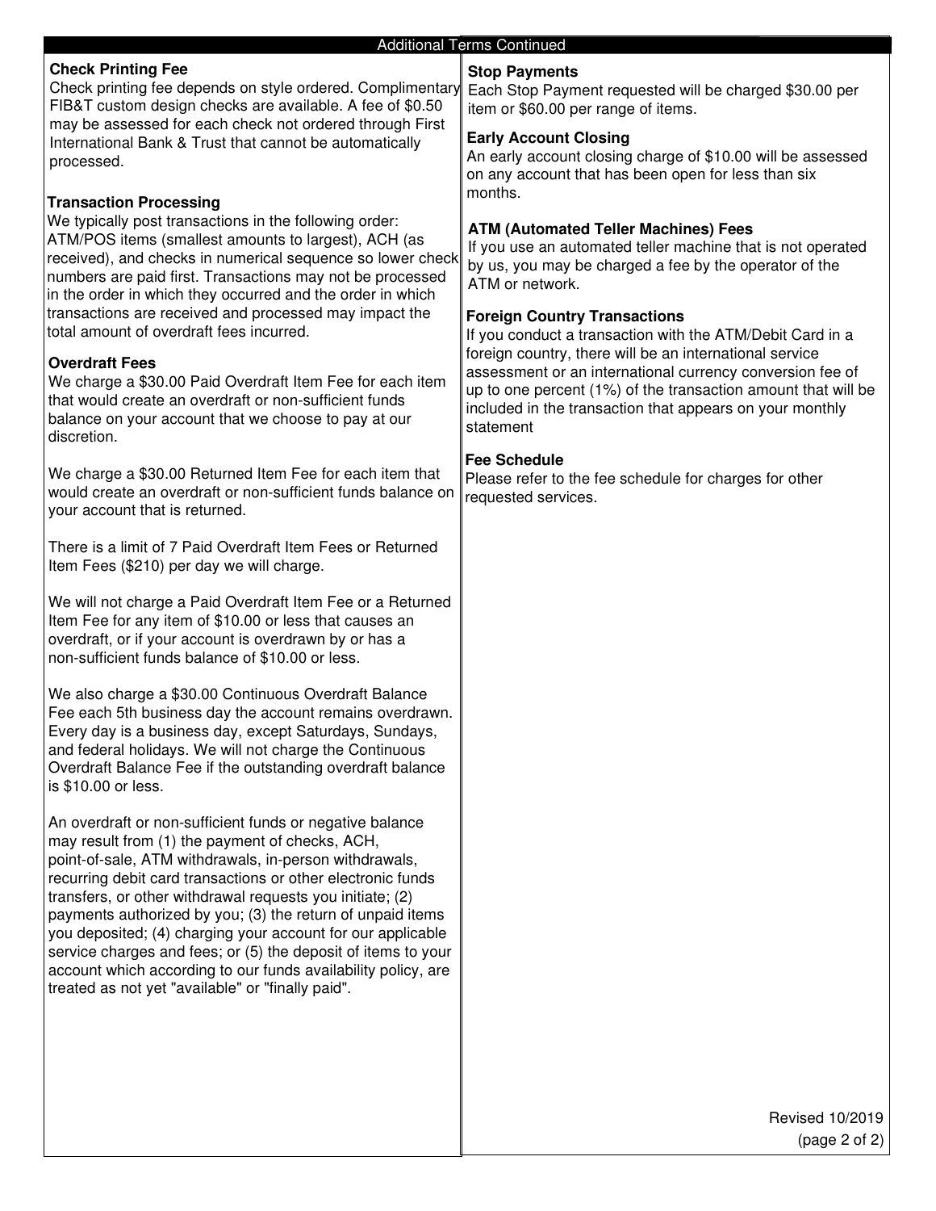## Additional Terms Continued

### Check Printing Fee

Check printing fee depends on style ordered. Complimentary FIB&T custom design checks are available. A fee of $0.50 may be assessed for each check not ordered through First International Bank & Trust that cannot be automatically processed.

### Transaction Processing

We typically post transactions in the following order: ATM/POS items (smallest amounts to largest), ACH (as received), and checks in numerical sequence so lower check numbers are paid first. Transactions may not be processed in the order in which they occurred and the order in which transactions are received and processed may impact the total amount of overdraft fees incurred.

### Overdraft Fees

We charge a $30.00 Paid Overdraft Item Fee for each item that would create an overdraft or non-sufficient funds balance on your account that we choose to pay at our discretion.

We charge a $30.00 Returned Item Fee for each item that would create an overdraft or non-sufficient funds balance on your account that is returned.

There is a limit of 7 Paid Overdraft Item Fees or Returned Item Fees ($210) per day we will charge.

We will not charge a Paid Overdraft Item Fee or a Returned Item Fee for any item of $10.00 or less that causes an overdraft, or if your account is overdrawn by or has a non-sufficient funds balance of $10.00 or less.

We also charge a $30.00 Continuous Overdraft Balance Fee each 5th business day the account remains overdrawn. Every day is a business day, except Saturdays, Sundays, and federal holidays. We will not charge the Continuous Overdraft Balance Fee if the outstanding overdraft balance is $10.00 or less.

An overdraft or non-sufficient funds or negative balance may result from (1) the payment of checks, ACH, point-of-sale, ATM withdrawals, in-person withdrawals, recurring debit card transactions or other electronic funds transfers, or other withdrawal requests you initiate; (2) payments authorized by you; (3) the return of unpaid items you deposited; (4) charging your account for our applicable service charges and fees; or (5) the deposit of items to your account which according to our funds availability policy, are treated as not yet "available" or "finally paid".

### Stop Payments

Each Stop Payment requested will be charged $30.00 per item or $60.00 per range of items.

### Early Account Closing

An early account closing charge of $10.00 will be assessed on any account that has been open for less than six months.

### ATM (Automated Teller Machines) Fees

If you use an automated teller machine that is not operated by us, you may be charged a fee by the operator of the ATM or network.

### Foreign Country Transactions

If you conduct a transaction with the ATM/Debit Card in a foreign country, there will be an international service assessment or an international currency conversion fee of up to one percent (1%) of the transaction amount that will be included in the transaction that appears on your monthly statement

### Fee Schedule

Please refer to the fee schedule for charges for other requested services.

Revised 10/2019